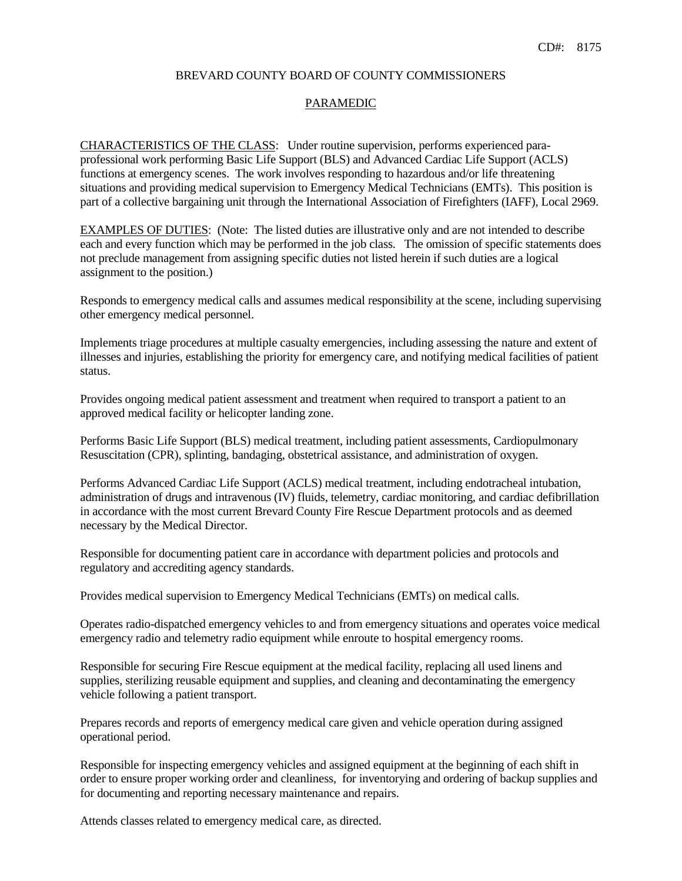CD#: 8175

BREVARD COUNTY BOARD OF COUNTY COMMISSIONERS

# PARAMEDIC

CHARACTERISTICS OF THE CLASS: Under routine supervision, performs experienced para-professional work performing Basic Life Support (BLS) and Advanced Cardiac Life Support (ACLS) functions at emergency scenes. The work involves responding to hazardous and/or life threatening situations and providing medical supervision to Emergency Medical Technicians (EMTs). This position is part of a collective bargaining unit through the International Association of Firefighters (IAFF), Local 2969.

EXAMPLES OF DUTIES: (Note: The listed duties are illustrative only and are not intended to describe each and every function which may be performed in the job class. The omission of specific statements does not preclude management from assigning specific duties not listed herein if such duties are a logical assignment to the position.)

Responds to emergency medical calls and assumes medical responsibility at the scene, including supervising other emergency medical personnel.

Implements triage procedures at multiple casualty emergencies, including assessing the nature and extent of illnesses and injuries, establishing the priority for emergency care, and notifying medical facilities of patient status.

Provides ongoing medical patient assessment and treatment when required to transport a patient to an approved medical facility or helicopter landing zone.

Performs Basic Life Support (BLS) medical treatment, including patient assessments, Cardiopulmonary Resuscitation (CPR), splinting, bandaging, obstetrical assistance, and administration of oxygen.

Performs Advanced Cardiac Life Support (ACLS) medical treatment, including endotracheal intubation, administration of drugs and intravenous (IV) fluids, telemetry, cardiac monitoring, and cardiac defibrillation in accordance with the most current Brevard County Fire Rescue Department protocols and as deemed necessary by the Medical Director.

Responsible for documenting patient care in accordance with department policies and protocols and regulatory and accrediting agency standards.

Provides medical supervision to Emergency Medical Technicians (EMTs) on medical calls.

Operates radio-dispatched emergency vehicles to and from emergency situations and operates voice medical emergency radio and telemetry radio equipment while enroute to hospital emergency rooms.

Responsible for securing Fire Rescue equipment at the medical facility, replacing all used linens and supplies, sterilizing reusable equipment and supplies, and cleaning and decontaminating the emergency vehicle following a patient transport.

Prepares records and reports of emergency medical care given and vehicle operation during assigned operational period.

Responsible for inspecting emergency vehicles and assigned equipment at the beginning of each shift in order to ensure proper working order and cleanliness, for inventorying and ordering of backup supplies and for documenting and reporting necessary maintenance and repairs.

Attends classes related to emergency medical care, as directed.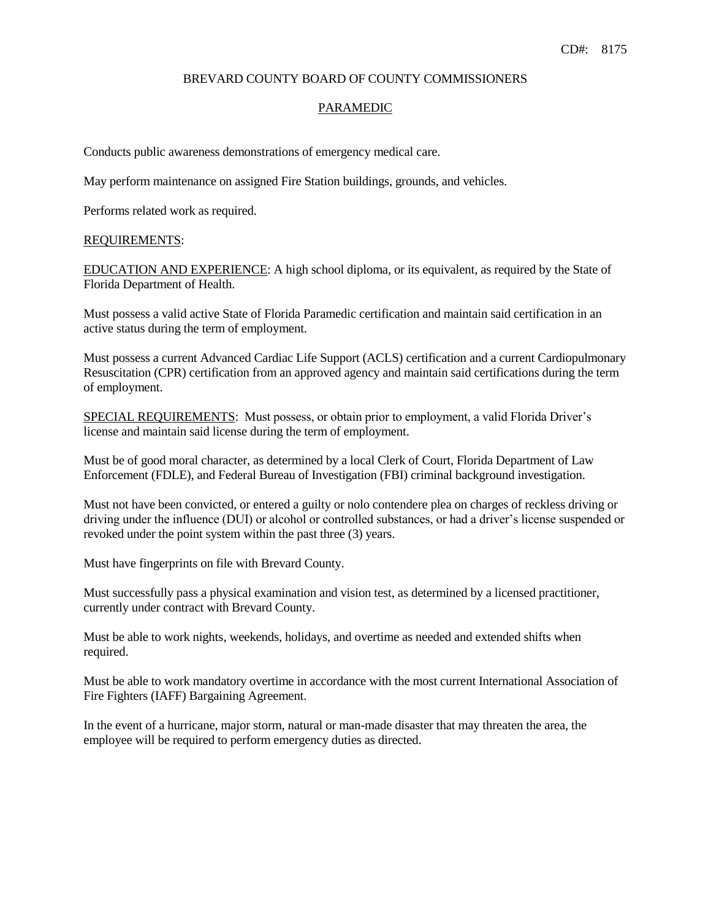Conducts public awareness demonstrations of emergency medical care.

May perform maintenance on assigned Fire Station buildings, grounds, and vehicles.

Performs related work as required.

REQUIREMENTS:

EDUCATION AND EXPERIENCE: A high school diploma, or its equivalent, as required by the State of Florida Department of Health.

Must possess a valid active State of Florida Paramedic certification and maintain said certification in an active status during the term of employment.

Must possess a current Advanced Cardiac Life Support (ACLS) certification and a current Cardiopulmonary Resuscitation (CPR) certification from an approved agency and maintain said certifications during the term of employment.

SPECIAL REQUIREMENTS: Must possess, or obtain prior to employment, a valid Florida Driver's license and maintain said license during the term of employment.

Must be of good moral character, as determined by a local Clerk of Court, Florida Department of Law Enforcement (FDLE), and Federal Bureau of Investigation (FBI) criminal background investigation.

Must not have been convicted, or entered a guilty or nolo contendere plea on charges of reckless driving or driving under the influence (DUI) or alcohol or controlled substances, or had a driver's license suspended or revoked under the point system within the past three (3) years.

Must have fingerprints on file with Brevard County.

Must successfully pass a physical examination and vision test, as determined by a licensed practitioner, currently under contract with Brevard County.

Must be able to work nights, weekends, holidays, and overtime as needed and extended shifts when required.

Must be able to work mandatory overtime in accordance with the most current International Association of Fire Fighters (IAFF) Bargaining Agreement.

In the event of a hurricane, major storm, natural or man-made disaster that may threaten the area, the employee will be required to perform emergency duties as directed.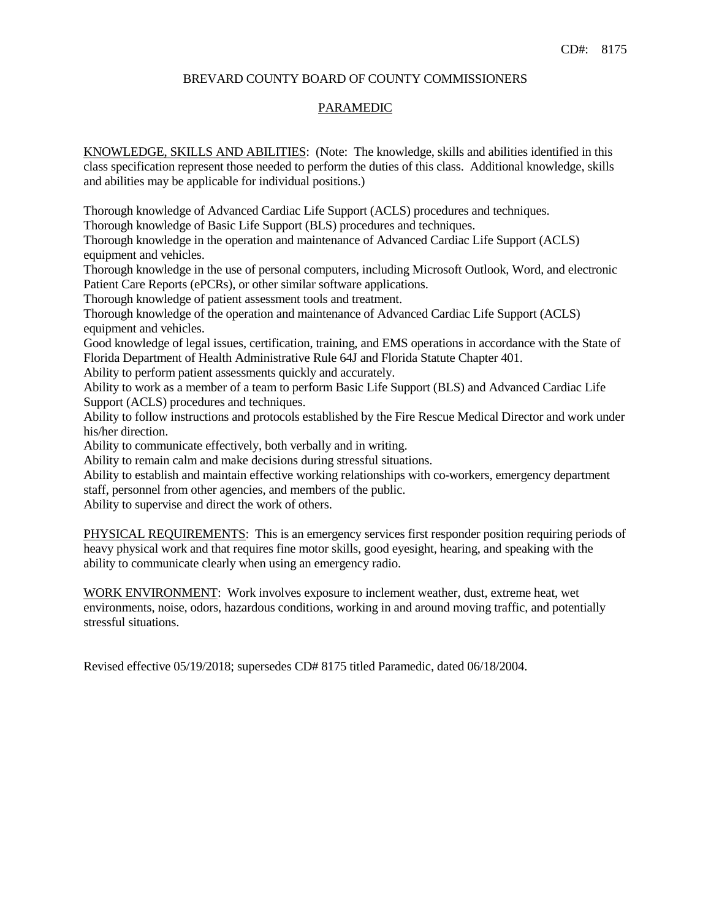CD#: 8175

BREVARD COUNTY BOARD OF COUNTY COMMISSIONERS

PARAMEDIC

KNOWLEDGE, SKILLS AND ABILITIES: (Note: The knowledge, skills and abilities identified in this class specification represent those needed to perform the duties of this class. Additional knowledge, skills and abilities may be applicable for individual positions.)

Thorough knowledge of Advanced Cardiac Life Support (ACLS) procedures and techniques.
Thorough knowledge of Basic Life Support (BLS) procedures and techniques.
Thorough knowledge in the operation and maintenance of Advanced Cardiac Life Support (ACLS) equipment and vehicles.
Thorough knowledge in the use of personal computers, including Microsoft Outlook, Word, and electronic Patient Care Reports (ePCRs), or other similar software applications.
Thorough knowledge of patient assessment tools and treatment.
Thorough knowledge of the operation and maintenance of Advanced Cardiac Life Support (ACLS) equipment and vehicles.
Good knowledge of legal issues, certification, training, and EMS operations in accordance with the State of Florida Department of Health Administrative Rule 64J and Florida Statute Chapter 401.
Ability to perform patient assessments quickly and accurately.
Ability to work as a member of a team to perform Basic Life Support (BLS) and Advanced Cardiac Life Support (ACLS) procedures and techniques.
Ability to follow instructions and protocols established by the Fire Rescue Medical Director and work under his/her direction.
Ability to communicate effectively, both verbally and in writing.
Ability to remain calm and make decisions during stressful situations.
Ability to establish and maintain effective working relationships with co-workers, emergency department staff, personnel from other agencies, and members of the public.
Ability to supervise and direct the work of others.

PHYSICAL REQUIREMENTS: This is an emergency services first responder position requiring periods of heavy physical work and that requires fine motor skills, good eyesight, hearing, and speaking with the ability to communicate clearly when using an emergency radio.

WORK ENVIRONMENT: Work involves exposure to inclement weather, dust, extreme heat, wet environments, noise, odors, hazardous conditions, working in and around moving traffic, and potentially stressful situations.

Revised effective 05/19/2018; supersedes CD# 8175 titled Paramedic, dated 06/18/2004.